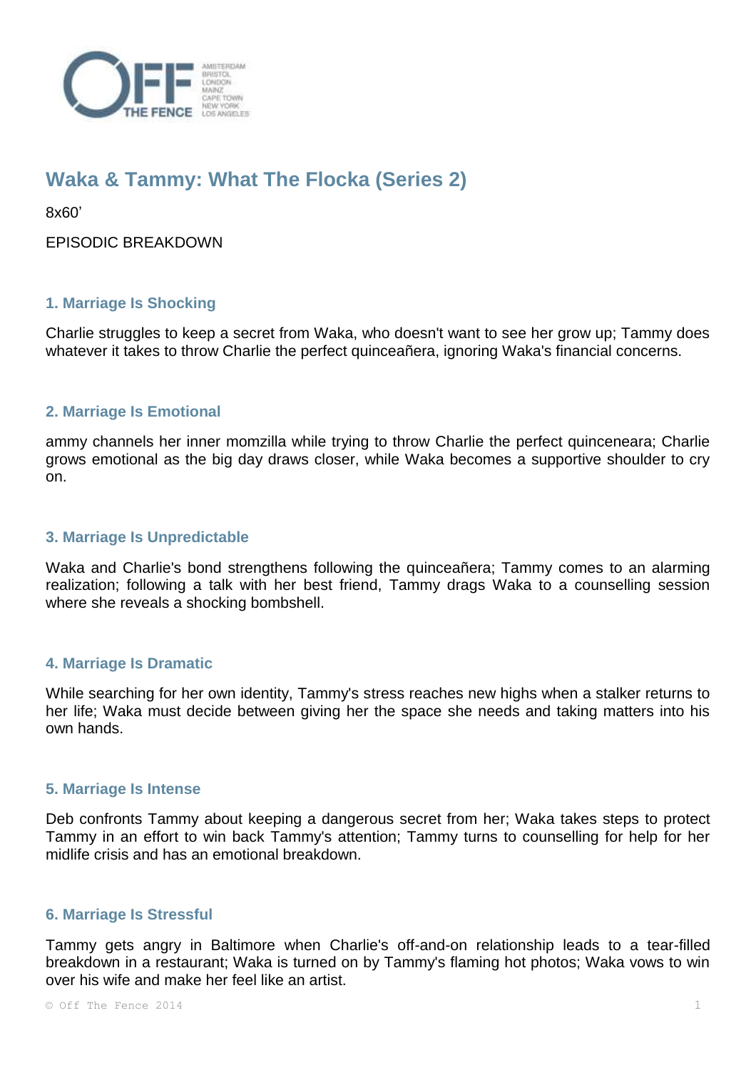# Waka & Tammy: What The Flocka (Series 2)

8x60'

EPISODIC BREAKDOWN

### 1. Marriage Is Shocking

Charlie struggles to keep a secret from Waka, who doesn't want to see her grow up; Tammy does whatever it takes to throw Charlie the perfect quinceañera, ignoring Waka's financial concerns.

### 2. Marriage Is Emotional

ammy channels her inner momzilla while trying to throw Charlie the perfect quinceneara; Charlie grows emotional as the big day draws closer, while Waka becomes a supportive shoulder to cry on.

### 3. Marriage Is Unpredictable

Waka and Charlie's bond strengthens following the quinceañera; Tammy comes to an alarming realization; following a talk with her best friend, Tammy drags Waka to a counselling session where she reveals a shocking bombshell.

### 4. Marriage Is Dramatic

While searching for her own identity, Tammy's stress reaches new highs when a stalker returns to her life; Waka must decide between giving her the space she needs and taking matters into his own hands.

### 5. Marriage Is Intense

Deb confronts Tammy about keeping a dangerous secret from her; Waka takes steps to protect Tammy in an effort to win back Tammy's attention; Tammy turns to counselling for help for her midlife crisis and has an emotional breakdown.

### 6. Marriage Is Stressful

Tammy gets angry in Baltimore when Charlie's off-and-on relationship leads to a tear-filled breakdown in a restaurant; Waka is turned on by Tammy's flaming hot photos; Waka vows to win over his wife and make her feel like an artist.

© Off The Fence 2014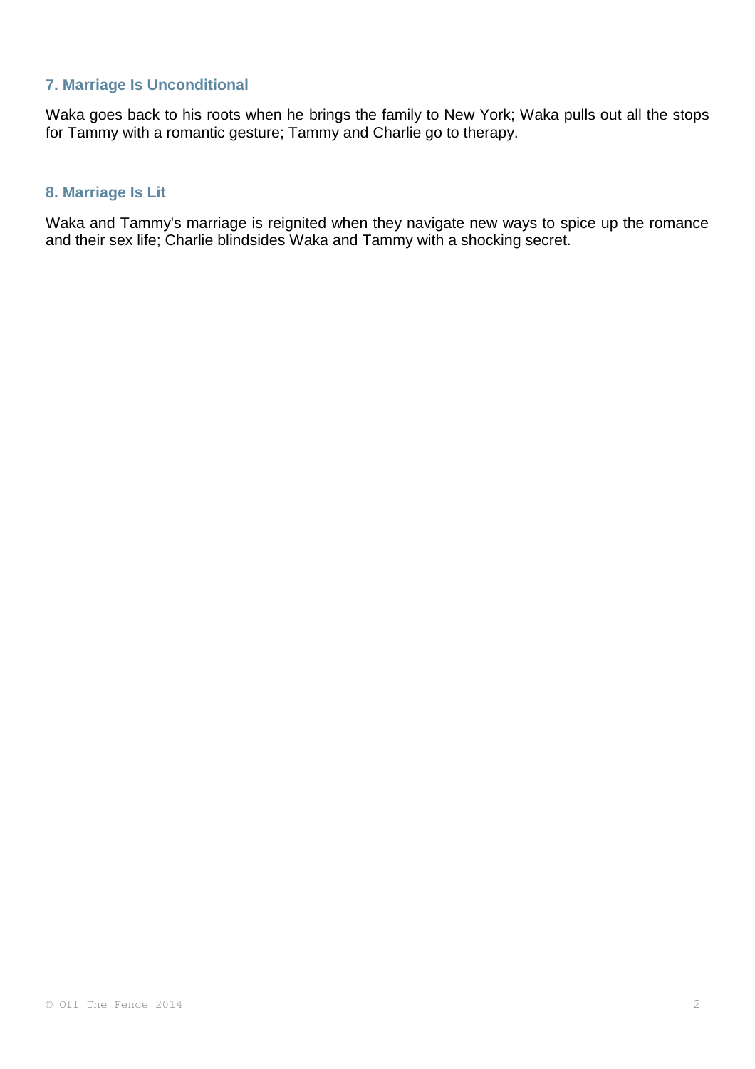### 7. Marriage Is Unconditional

Waka goes back to his roots when he brings the family to New York; Waka pulls out all the stops for Tammy with a romantic gesture; Tammy and Charlie go to therapy.

### 8. Marriage Is Lit

Waka and Tammy's marriage is reignited when they navigate new ways to spice up the romance and their sex life; Charlie blindsides Waka and Tammy with a shocking secret.